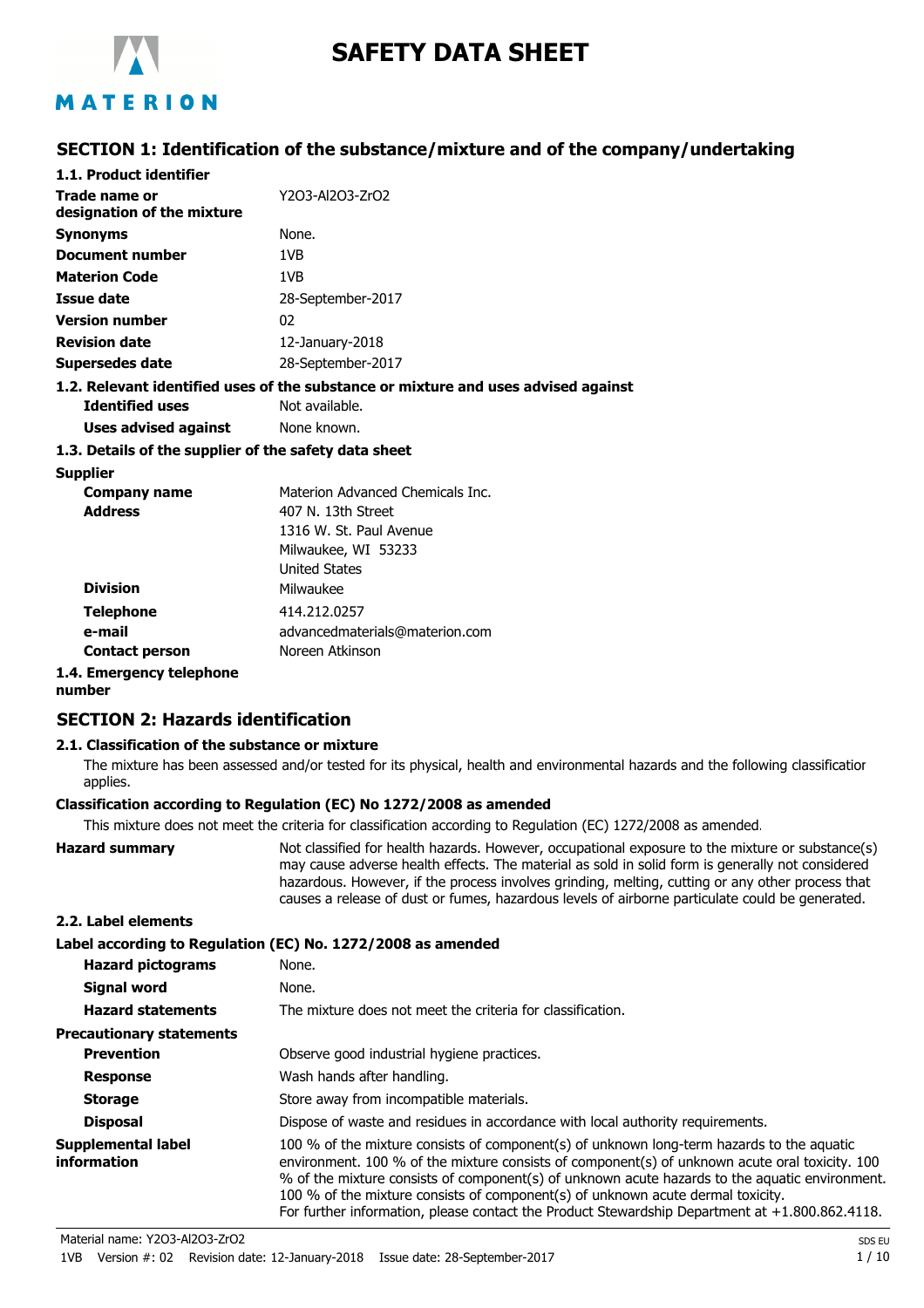# SAFETY DATA SHEET

## SECTION 1: Identification of the substance/mixture and of the company/undertaking

### 1.1. Product identifier

| | |
|---|---|
| **Trade name or designation of the mixture** | Y2O3-Al2O3-ZrO2 |
| **Synonyms** | None. |
| **Document number** | 1VB |
| **Materion Code** | 1VB |
| **Issue date** | 28-September-2017 |
| **Version number** | 02 |
| **Revision date** | 12-January-2018 |
| **Supersedes date** | 28-September-2017 |

### 1.2. Relevant identified uses of the substance or mixture and uses advised against

| | |
|---|---|
| **Identified uses** | Not available. |
| **Uses advised against** | None known. |

### 1.3. Details of the supplier of the safety data sheet

**Supplier**

| | |
|---|---|
| **Company name** | Materion Advanced Chemicals Inc. |
| **Address** | 407 N. 13th Street<br>1316 W. St. Paul Avenue<br>Milwaukee, WI 53233<br>United States |
| **Division** | Milwaukee |
| **Telephone** | 414.212.0257 |
| **e-mail** | advancedmaterials@materion.com |
| **Contact person** | Noreen Atkinson |

### 1.4. Emergency telephone number

## SECTION 2: Hazards identification

### 2.1. Classification of the substance or mixture

The mixture has been assessed and/or tested for its physical, health and environmental hazards and the following classification applies.

**Classification according to Regulation (EC) No 1272/2008 as amended**

This mixture does not meet the criteria for classification according to Regulation (EC) 1272/2008 as amended.

**Hazard summary** Not classified for health hazards. However, occupational exposure to the mixture or substance(s) may cause adverse health effects. The material as sold in solid form is generally not considered hazardous. However, if the process involves grinding, melting, cutting or any other process that causes a release of dust or fumes, hazardous levels of airborne particulate could be generated.

### 2.2. Label elements

**Label according to Regulation (EC) No. 1272/2008 as amended**

| | |
|---|---|
| **Hazard pictograms** | None. |
| **Signal word** | None. |
| **Hazard statements** | The mixture does not meet the criteria for classification. |

**Precautionary statements**

| | |
|---|---|
| **Prevention** | Observe good industrial hygiene practices. |
| **Response** | Wash hands after handling. |
| **Storage** | Store away from incompatible materials. |
| **Disposal** | Dispose of waste and residues in accordance with local authority requirements. |

**Supplemental label information** 100 % of the mixture consists of component(s) of unknown long-term hazards to the aquatic environment. 100 % of the mixture consists of component(s) of unknown acute oral toxicity. 100 % of the mixture consists of component(s) of unknown acute hazards to the aquatic environment. 100 % of the mixture consists of component(s) of unknown acute dermal toxicity.
For further information, please contact the Product Stewardship Department at +1.800.862.4118.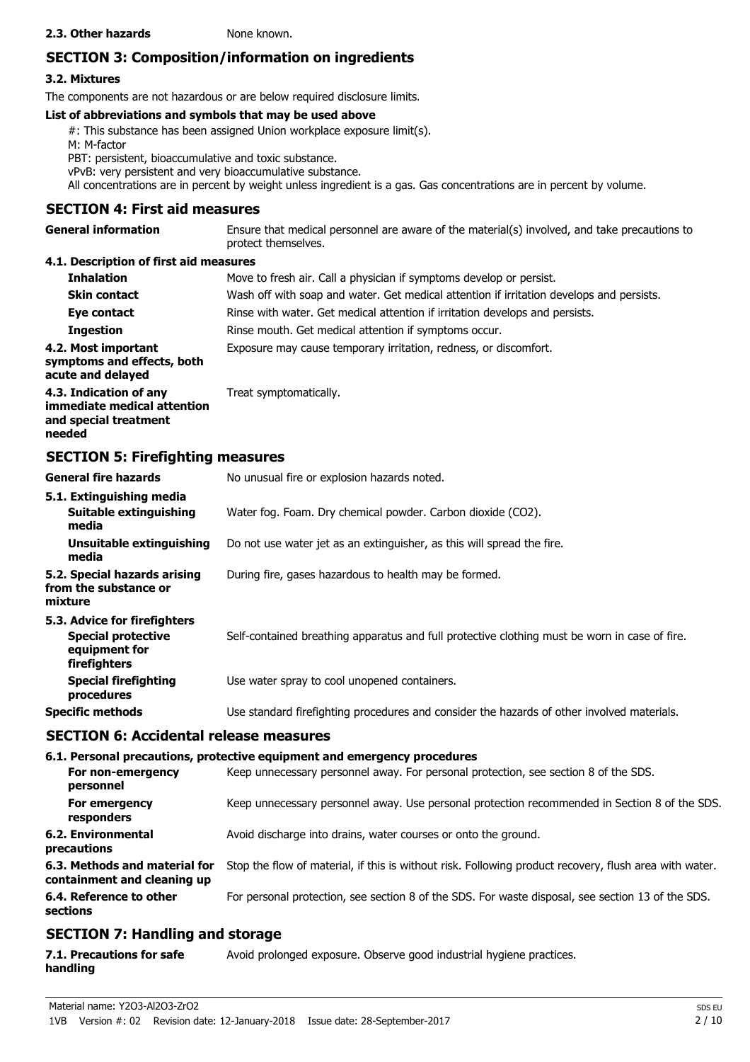**2.3. Other hazards** None known.

## SECTION 3: Composition/information on ingredients

### 3.2. Mixtures

The components are not hazardous or are below required disclosure limits.

**List of abbreviations and symbols that may be used above**

#: This substance has been assigned Union workplace exposure limit(s).
M: M-factor
PBT: persistent, bioaccumulative and toxic substance.
vPvB: very persistent and very bioaccumulative substance.
All concentrations are in percent by weight unless ingredient is a gas. Gas concentrations are in percent by volume.

## SECTION 4: First aid measures

| | |
|---|---|
| **General information** | Ensure that medical personnel are aware of the material(s) involved, and take precautions to protect themselves. |
| **4.1. Description of first aid measures** | |
| **Inhalation** | Move to fresh air. Call a physician if symptoms develop or persist. |
| **Skin contact** | Wash off with soap and water. Get medical attention if irritation develops and persists. |
| **Eye contact** | Rinse with water. Get medical attention if irritation develops and persists. |
| **Ingestion** | Rinse mouth. Get medical attention if symptoms occur. |
| **4.2. Most important symptoms and effects, both acute and delayed** | Exposure may cause temporary irritation, redness, or discomfort. |
| **4.3. Indication of any immediate medical attention and special treatment needed** | Treat symptomatically. |

## SECTION 5: Firefighting measures

| | |
|---|---|
| **General fire hazards** | No unusual fire or explosion hazards noted. |
| **5.1. Extinguishing media** | |
| **Suitable extinguishing media** | Water fog. Foam. Dry chemical powder. Carbon dioxide ($CO_2$). |
| **Unsuitable extinguishing media** | Do not use water jet as an extinguisher, as this will spread the fire. |
| **5.2. Special hazards arising from the substance or mixture** | During fire, gases hazardous to health may be formed. |
| **5.3. Advice for firefighters** | |
| **Special protective equipment for firefighters** | Self-contained breathing apparatus and full protective clothing must be worn in case of fire. |
| **Special firefighting procedures** | Use water spray to cool unopened containers. |
| **Specific methods** | Use standard firefighting procedures and consider the hazards of other involved materials. |

## SECTION 6: Accidental release measures

| | |
|---|---|
| **6.1. Personal precautions, protective equipment and emergency procedures** | |
| **For non-emergency personnel** | Keep unnecessary personnel away. For personal protection, see section 8 of the SDS. |
| **For emergency responders** | Keep unnecessary personnel away. Use personal protection recommended in Section 8 of the SDS. |
| **6.2. Environmental precautions** | Avoid discharge into drains, water courses or onto the ground. |
| **6.3. Methods and material for containment and cleaning up** | Stop the flow of material, if this is without risk. Following product recovery, flush area with water. |
| **6.4. Reference to other sections** | For personal protection, see section 8 of the SDS. For waste disposal, see section 13 of the SDS. |

## SECTION 7: Handling and storage

| | |
|---|---|
| **7.1. Precautions for safe handling** | Avoid prolonged exposure. Observe good industrial hygiene practices. |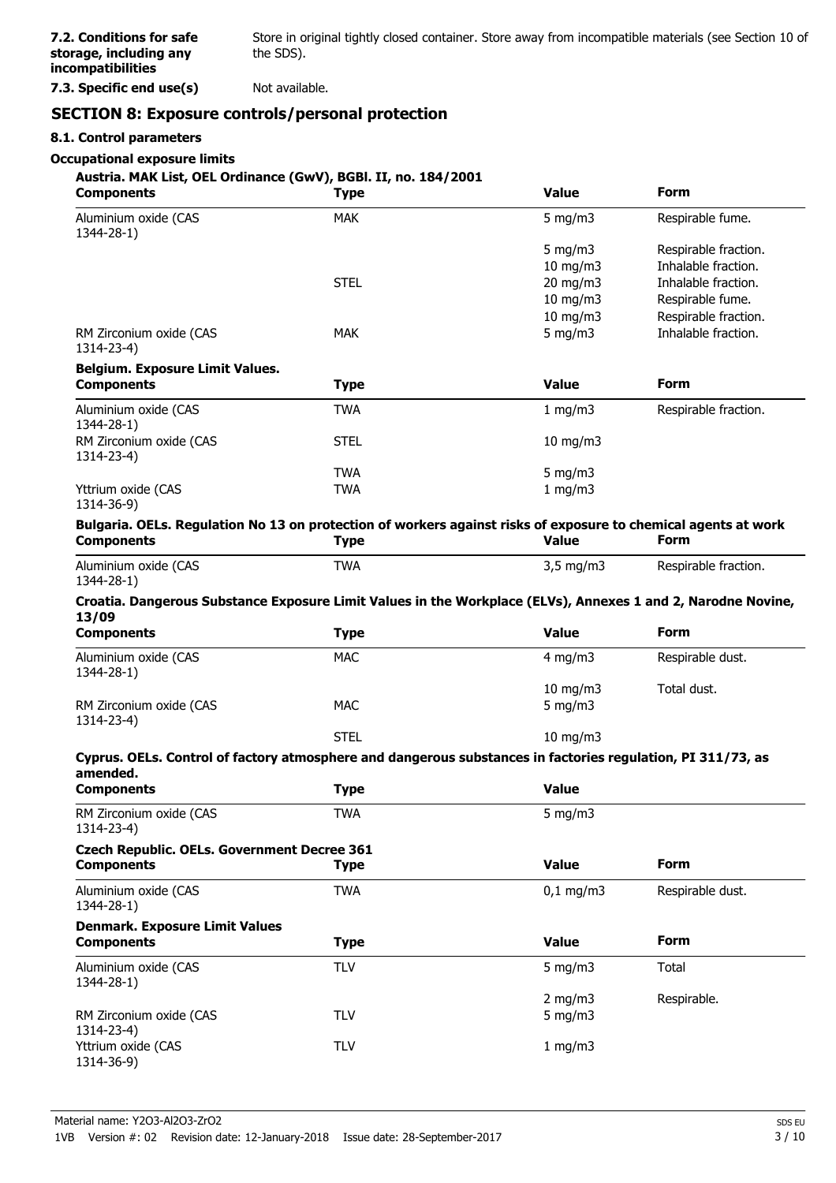**7.2. Conditions for safe storage, including any incompatibilities**

Store in original tightly closed container. Store away from incompatible materials (see Section 10 of the SDS).

**7.3. Specific end use(s)**

Not available.

## SECTION 8: Exposure controls/personal protection

### 8.1. Control parameters

**Occupational exposure limits**

**Austria. MAK List, OEL Ordinance (GwV), BGBl. II, no. 184/2001**

| Components | Type | Value | Form |
|---|---|---|---|
| Aluminium oxide (CAS 1344-28-1) | MAK | 5 mg/m3 | Respirable fume. |
| | | 5 mg/m3 | Respirable fraction. |
| | | 10 mg/m3 | Inhalable fraction. |
| | STEL | 20 mg/m3 | Inhalable fraction. |
| | | 10 mg/m3 | Respirable fume. |
| | | 10 mg/m3 | Respirable fraction. |
| RM Zirconium oxide (CAS 1314-23-4) | MAK | 5 mg/m3 | Inhalable fraction. |

**Belgium. Exposure Limit Values.**

| Components | Type | Value | Form |
|---|---|---|---|
| Aluminium oxide (CAS 1344-28-1) | TWA | 1 mg/m3 | Respirable fraction. |
| RM Zirconium oxide (CAS 1314-23-4) | STEL | 10 mg/m3 | |
| | TWA | 5 mg/m3 | |
| Yttrium oxide (CAS 1314-36-9) | TWA | 1 mg/m3 | |

**Bulgaria. OELs. Regulation No 13 on protection of workers against risks of exposure to chemical agents at work**

| Components | Type | Value | Form |
|---|---|---|---|
| Aluminium oxide (CAS 1344-28-1) | TWA | 3,5 mg/m3 | Respirable fraction. |

**Croatia. Dangerous Substance Exposure Limit Values in the Workplace (ELVs), Annexes 1 and 2, Narodne Novine, 13/09**

| Components | Type | Value | Form |
|---|---|---|---|
| Aluminium oxide (CAS 1344-28-1) | MAC | 4 mg/m3 | Respirable dust. |
| | | 10 mg/m3 | Total dust. |
| RM Zirconium oxide (CAS 1314-23-4) | MAC | 5 mg/m3 | |
| | STEL | 10 mg/m3 | |

**Cyprus. OELs. Control of factory atmosphere and dangerous substances in factories regulation, PI 311/73, as amended.**

| Components | Type | Value |
|---|---|---|
| RM Zirconium oxide (CAS 1314-23-4) | TWA | 5 mg/m3 |

**Czech Republic. OELs. Government Decree 361**

| Components | Type | Value | Form |
|---|---|---|---|
| Aluminium oxide (CAS 1344-28-1) | TWA | 0,1 mg/m3 | Respirable dust. |

**Denmark. Exposure Limit Values**

| Components | Type | Value | Form |
|---|---|---|---|
| Aluminium oxide (CAS 1344-28-1) | TLV | 5 mg/m3 | Total |
| | | 2 mg/m3 | Respirable. |
| RM Zirconium oxide (CAS 1314-23-4) | TLV | 5 mg/m3 | |
| Yttrium oxide (CAS 1314-36-9) | TLV | 1 mg/m3 | |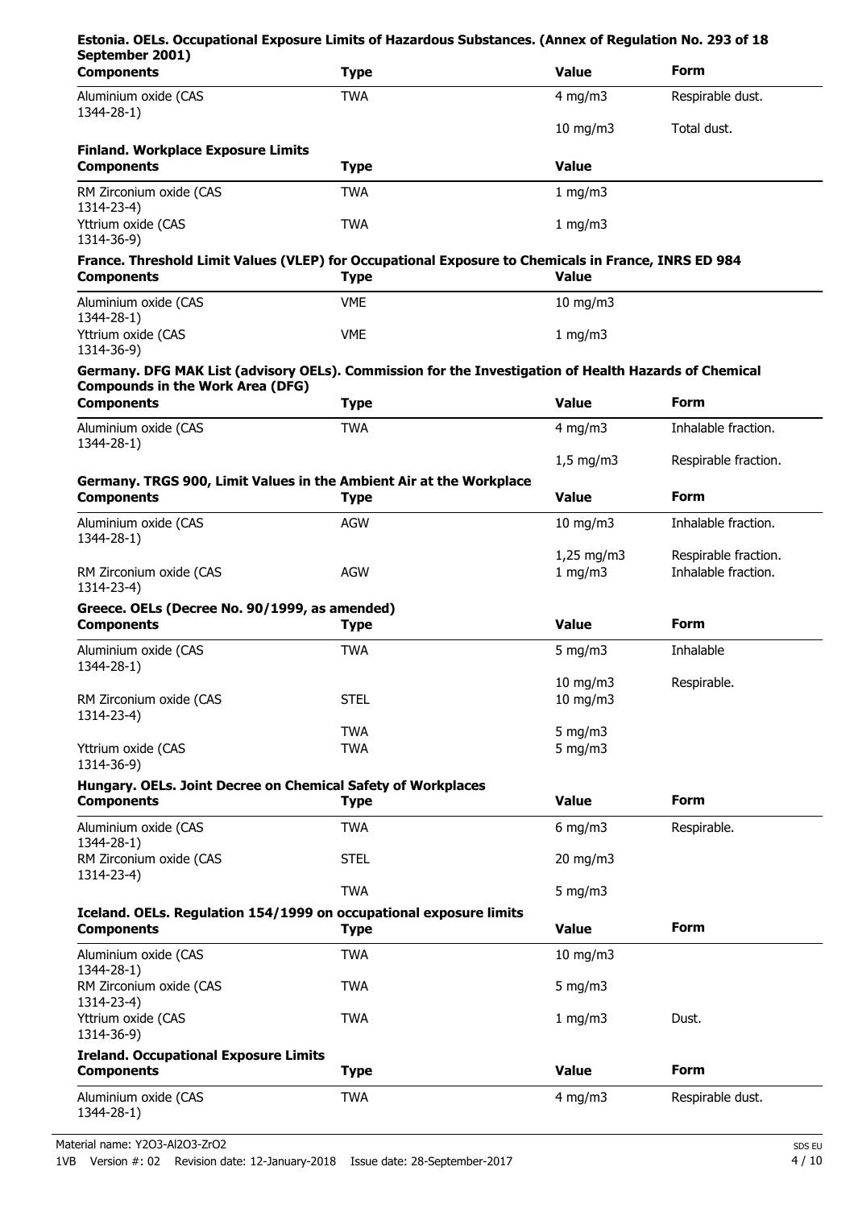**Estonia. OELs. Occupational Exposure Limits of Hazardous Substances. (Annex of Regulation No. 293 of 18 September 2001)**

| Components | Type | Value | Form |
|---|---|---|---|
| Aluminium oxide (CAS 1344-28-1) | TWA | 4 mg/m3 | Respirable dust. |
| | | 10 mg/m3 | Total dust. |

**Finland. Workplace Exposure Limits**

| Components | Type | Value |
|---|---|---|
| RM Zirconium oxide (CAS 1314-23-4) | TWA | 1 mg/m3 |
| Yttrium oxide (CAS 1314-36-9) | TWA | 1 mg/m3 |

**France. Threshold Limit Values (VLEP) for Occupational Exposure to Chemicals in France, INRS ED 984**

| Components | Type | Value |
|---|---|---|
| Aluminium oxide (CAS 1344-28-1) | VME | 10 mg/m3 |
| Yttrium oxide (CAS 1314-36-9) | VME | 1 mg/m3 |

**Germany. DFG MAK List (advisory OELs). Commission for the Investigation of Health Hazards of Chemical Compounds in the Work Area (DFG)**

| Components | Type | Value | Form |
|---|---|---|---|
| Aluminium oxide (CAS 1344-28-1) | TWA | 4 mg/m3 | Inhalable fraction. |
| | | 1,5 mg/m3 | Respirable fraction. |

**Germany. TRGS 900, Limit Values in the Ambient Air at the Workplace**

| Components | Type | Value | Form |
|---|---|---|---|
| Aluminium oxide (CAS 1344-28-1) | AGW | 10 mg/m3 | Inhalable fraction. |
| | | 1,25 mg/m3 | Respirable fraction. |
| RM Zirconium oxide (CAS 1314-23-4) | AGW | 1 mg/m3 | Inhalable fraction. |

**Greece. OELs (Decree No. 90/1999, as amended)**

| Components | Type | Value | Form |
|---|---|---|---|
| Aluminium oxide (CAS 1344-28-1) | TWA | 5 mg/m3 | Inhalable |
| | | 10 mg/m3 | Respirable. |
| RM Zirconium oxide (CAS 1314-23-4) | STEL | 10 mg/m3 | |
| | TWA | 5 mg/m3 | |
| Yttrium oxide (CAS 1314-36-9) | TWA | 5 mg/m3 | |

**Hungary. OELs. Joint Decree on Chemical Safety of Workplaces**

| Components | Type | Value | Form |
|---|---|---|---|
| Aluminium oxide (CAS 1344-28-1) | TWA | 6 mg/m3 | Respirable. |
| RM Zirconium oxide (CAS 1314-23-4) | STEL | 20 mg/m3 | |
| | TWA | 5 mg/m3 | |

**Iceland. OELs. Regulation 154/1999 on occupational exposure limits**

| Components | Type | Value | Form |
|---|---|---|---|
| Aluminium oxide (CAS 1344-28-1) | TWA | 10 mg/m3 | |
| RM Zirconium oxide (CAS 1314-23-4) | TWA | 5 mg/m3 | |
| Yttrium oxide (CAS 1314-36-9) | TWA | 1 mg/m3 | Dust. |

**Ireland. Occupational Exposure Limits**

| Components | Type | Value | Form |
|---|---|---|---|
| Aluminium oxide (CAS 1344-28-1) | TWA | 4 mg/m3 | Respirable dust. |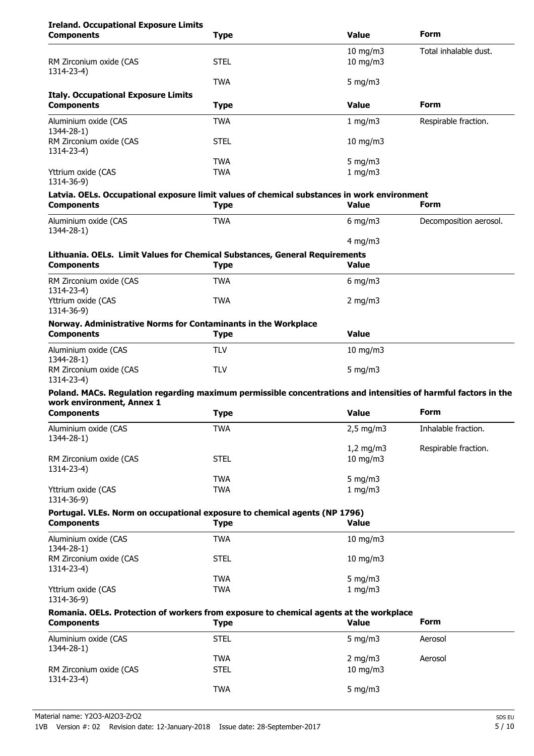**Ireland. Occupational Exposure Limits**

| Components | Type | Value | Form |
|---|---|---|---|
| | | 10 mg/m3 | Total inhalable dust. |
| RM Zirconium oxide (CAS 1314-23-4) | STEL | 10 mg/m3 | |
| | TWA | 5 mg/m3 | |

**Italy. Occupational Exposure Limits**

| Components | Type | Value | Form |
|---|---|---|---|
| Aluminium oxide (CAS 1344-28-1) | TWA | 1 mg/m3 | Respirable fraction. |
| RM Zirconium oxide (CAS 1314-23-4) | STEL | 10 mg/m3 | |
| | TWA | 5 mg/m3 | |
| Yttrium oxide (CAS 1314-36-9) | TWA | 1 mg/m3 | |

**Latvia. OELs. Occupational exposure limit values of chemical substances in work environment**

| Components | Type | Value | Form |
|---|---|---|---|
| Aluminium oxide (CAS 1344-28-1) | TWA | 6 mg/m3 | Decomposition aerosol. |
| | | 4 mg/m3 | |

**Lithuania. OELs. Limit Values for Chemical Substances, General Requirements**

| Components | Type | Value |
|---|---|---|
| RM Zirconium oxide (CAS 1314-23-4) | TWA | 6 mg/m3 |
| Yttrium oxide (CAS 1314-36-9) | TWA | 2 mg/m3 |

**Norway. Administrative Norms for Contaminants in the Workplace**

| Components | Type | Value |
|---|---|---|
| Aluminium oxide (CAS 1344-28-1) | TLV | 10 mg/m3 |
| RM Zirconium oxide (CAS 1314-23-4) | TLV | 5 mg/m3 |

**Poland. MACs. Regulation regarding maximum permissible concentrations and intensities of harmful factors in the work environment, Annex 1**

| Components | Type | Value | Form |
|---|---|---|---|
| Aluminium oxide (CAS 1344-28-1) | TWA | 2,5 mg/m3 | Inhalable fraction. |
| | | 1,2 mg/m3 | Respirable fraction. |
| RM Zirconium oxide (CAS 1314-23-4) | STEL | 10 mg/m3 | |
| | TWA | 5 mg/m3 | |
| Yttrium oxide (CAS 1314-36-9) | TWA | 1 mg/m3 | |

**Portugal. VLEs. Norm on occupational exposure to chemical agents (NP 1796)**

| Components | Type | Value |
|---|---|---|
| Aluminium oxide (CAS 1344-28-1) | TWA | 10 mg/m3 |
| RM Zirconium oxide (CAS 1314-23-4) | STEL | 10 mg/m3 |
| | TWA | 5 mg/m3 |
| Yttrium oxide (CAS 1314-36-9) | TWA | 1 mg/m3 |

**Romania. OELs. Protection of workers from exposure to chemical agents at the workplace**

| Components | Type | Value | Form |
|---|---|---|---|
| Aluminium oxide (CAS 1344-28-1) | STEL | 5 mg/m3 | Aerosol |
| | TWA | 2 mg/m3 | Aerosol |
| RM Zirconium oxide (CAS 1314-23-4) | STEL | 10 mg/m3 | |
| | TWA | 5 mg/m3 | |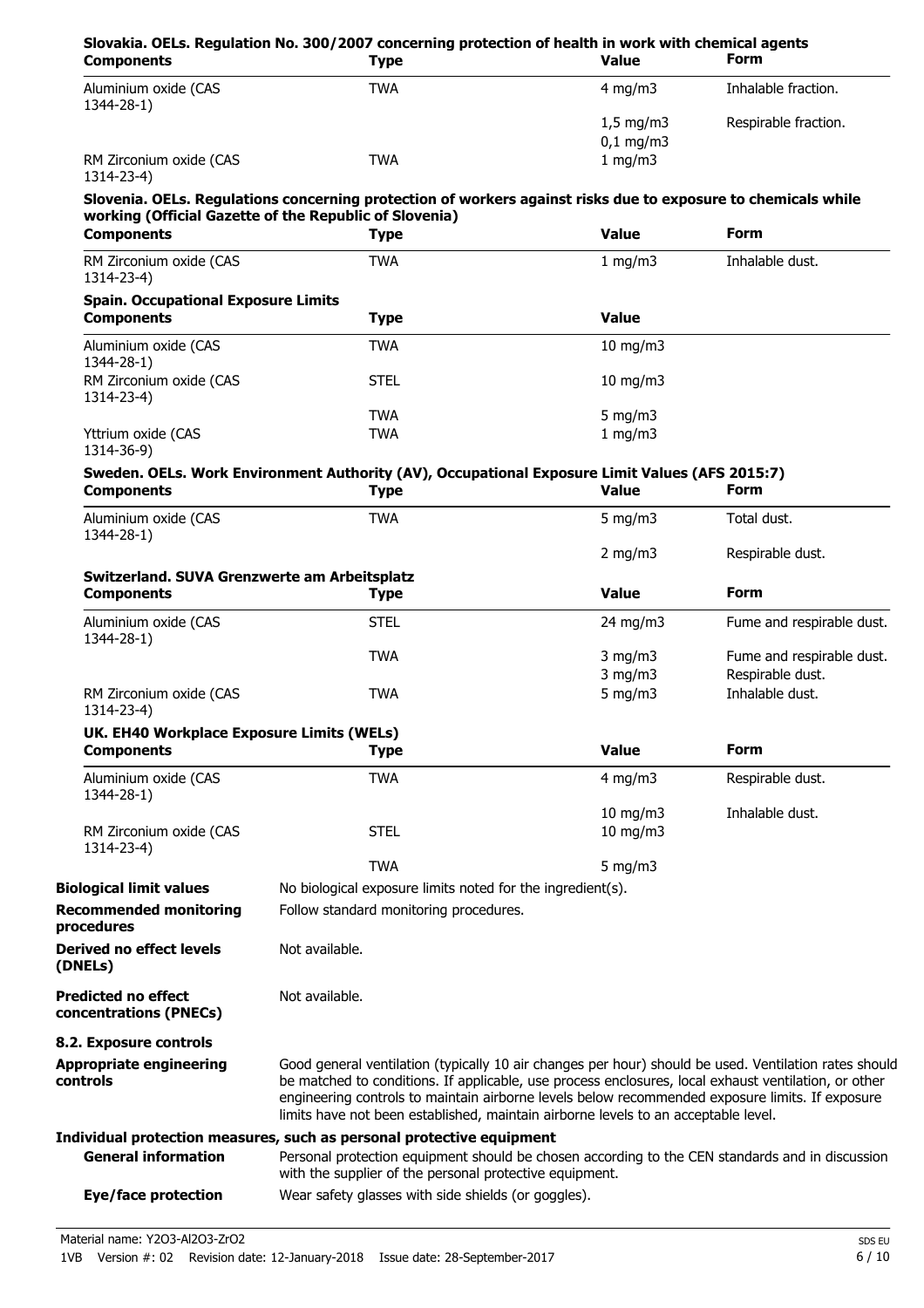**Slovakia. OELs. Regulation No. 300/2007 concerning protection of health in work with chemical agents**

| Components | Type | Value | Form |
|---|---|---|---|
| Aluminium oxide (CAS 1344-28-1) | TWA | 4 mg/m3 | Inhalable fraction. |
| | | 1,5 mg/m3 | Respirable fraction. |
| | | 0,1 mg/m3 | |
| RM Zirconium oxide (CAS 1314-23-4) | TWA | 1 mg/m3 | |

**Slovenia. OELs. Regulations concerning protection of workers against risks due to exposure to chemicals while working (Official Gazette of the Republic of Slovenia)**

| Components | Type | Value | Form |
|---|---|---|---|
| RM Zirconium oxide (CAS 1314-23-4) | TWA | 1 mg/m3 | Inhalable dust. |

**Spain. Occupational Exposure Limits**

| Components | Type | Value |
|---|---|---|
| Aluminium oxide (CAS 1344-28-1) | TWA | 10 mg/m3 |
| RM Zirconium oxide (CAS 1314-23-4) | STEL | 10 mg/m3 |
| | TWA | 5 mg/m3 |
| Yttrium oxide (CAS 1314-36-9) | TWA | 1 mg/m3 |

**Sweden. OELs. Work Environment Authority (AV), Occupational Exposure Limit Values (AFS 2015:7)**

| Components | Type | Value | Form |
|---|---|---|---|
| Aluminium oxide (CAS 1344-28-1) | TWA | 5 mg/m3 | Total dust. |
| | | 2 mg/m3 | Respirable dust. |

**Switzerland. SUVA Grenzwerte am Arbeitsplatz**

| Components | Type | Value | Form |
|---|---|---|---|
| Aluminium oxide (CAS 1344-28-1) | STEL | 24 mg/m3 | Fume and respirable dust. |
| | TWA | 3 mg/m3 | Fume and respirable dust. |
| | | 3 mg/m3 | Respirable dust. |
| RM Zirconium oxide (CAS 1314-23-4) | TWA | 5 mg/m3 | Inhalable dust. |

**UK. EH40 Workplace Exposure Limits (WELs)**

| Components | Type | Value | Form |
|---|---|---|---|
| Aluminium oxide (CAS 1344-28-1) | TWA | 4 mg/m3 | Respirable dust. |
| | | 10 mg/m3 | Inhalable dust. |
| RM Zirconium oxide (CAS 1314-23-4) | STEL | 10 mg/m3 | |
| | TWA | 5 mg/m3 | |

**Biological limit values** No biological exposure limits noted for the ingredient(s).

**Recommended monitoring procedures** Follow standard monitoring procedures.

**Derived no effect levels (DNELs)** Not available.

**Predicted no effect concentrations (PNECs)** Not available.

**8.2. Exposure controls**

**Appropriate engineering controls** Good general ventilation (typically 10 air changes per hour) should be used. Ventilation rates should be matched to conditions. If applicable, use process enclosures, local exhaust ventilation, or other engineering controls to maintain airborne levels below recommended exposure limits. If exposure limits have not been established, maintain airborne levels to an acceptable level.

**Individual protection measures, such as personal protective equipment**

**General information** Personal protection equipment should be chosen according to the CEN standards and in discussion with the supplier of the personal protective equipment.

**Eye/face protection** Wear safety glasses with side shields (or goggles).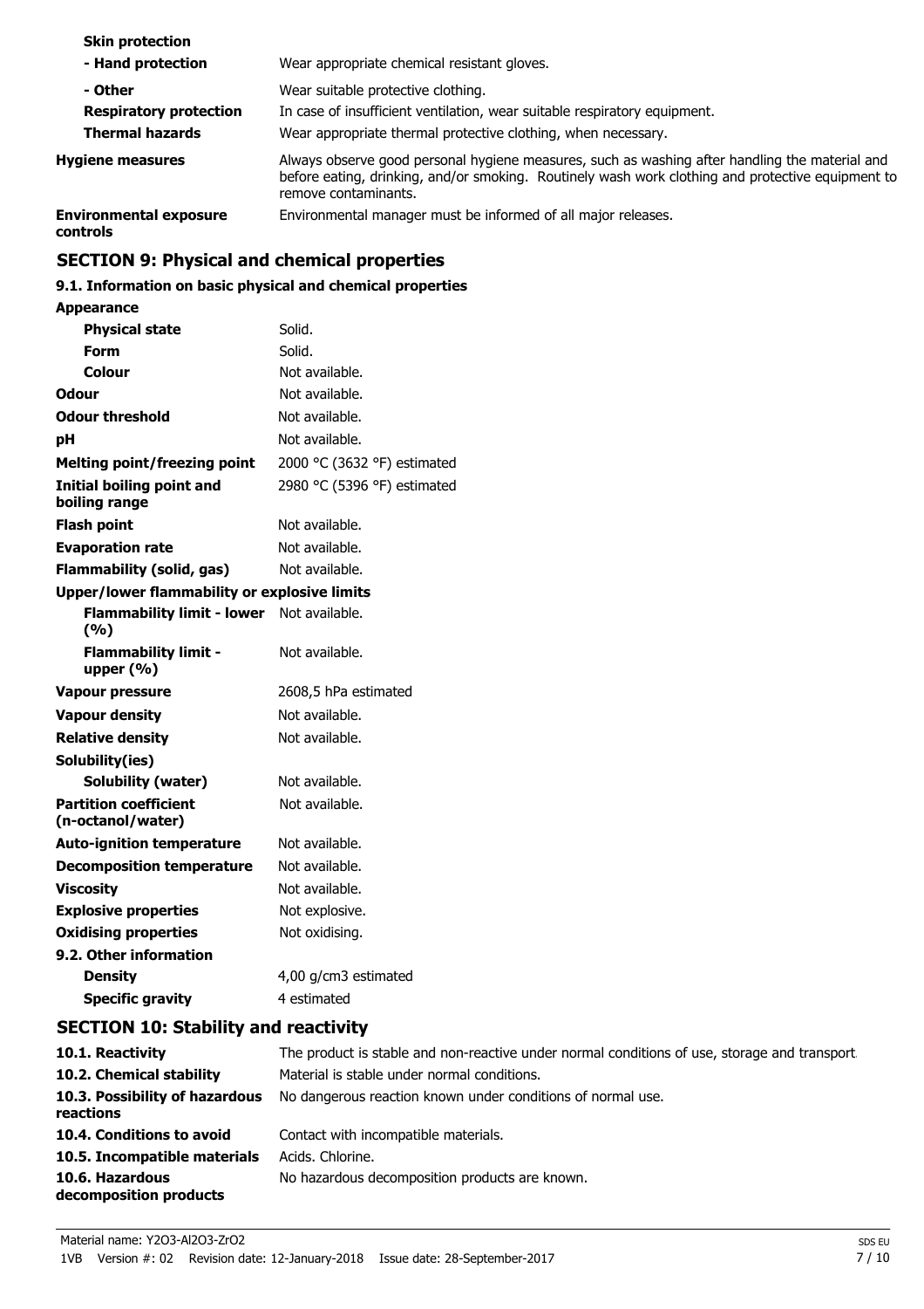| | |
|---|---|
| **Skin protection** | |
| **- Hand protection** | Wear appropriate chemical resistant gloves. |
| **- Other** | Wear suitable protective clothing. |
| **Respiratory protection** | In case of insufficient ventilation, wear suitable respiratory equipment. |
| **Thermal hazards** | Wear appropriate thermal protective clothing, when necessary. |
| **Hygiene measures** | Always observe good personal hygiene measures, such as washing after handling the material and before eating, drinking, and/or smoking. Routinely wash work clothing and protective equipment to remove contaminants. |
| **Environmental exposure controls** | Environmental manager must be informed of all major releases. |

## SECTION 9: Physical and chemical properties

### 9.1. Information on basic physical and chemical properties

| | |
|---|---|
| **Appearance** | |
| **Physical state** | Solid. |
| **Form** | Solid. |
| **Colour** | Not available. |
| **Odour** | Not available. |
| **Odour threshold** | Not available. |
| **pH** | Not available. |
| **Melting point/freezing point** | 2000 °C (3632 °F) estimated |
| **Initial boiling point and boiling range** | 2980 °C (5396 °F) estimated |
| **Flash point** | Not available. |
| **Evaporation rate** | Not available. |
| **Flammability (solid, gas)** | Not available. |
| **Upper/lower flammability or explosive limits** | |
| **Flammability limit - lower (%)** | Not available. |
| **Flammability limit - upper (%)** | Not available. |
| **Vapour pressure** | 2608,5 hPa estimated |
| **Vapour density** | Not available. |
| **Relative density** | Not available. |
| **Solubility(ies)** | |
| **Solubility (water)** | Not available. |
| **Partition coefficient (n-octanol/water)** | Not available. |
| **Auto-ignition temperature** | Not available. |
| **Decomposition temperature** | Not available. |
| **Viscosity** | Not available. |
| **Explosive properties** | Not explosive. |
| **Oxidising properties** | Not oxidising. |
| **9.2. Other information** | |
| **Density** | 4,00 g/cm3 estimated |
| **Specific gravity** | 4 estimated |

## SECTION 10: Stability and reactivity

| | |
|---|---|
| **10.1. Reactivity** | The product is stable and non-reactive under normal conditions of use, storage and transport. |
| **10.2. Chemical stability** | Material is stable under normal conditions. |
| **10.3. Possibility of hazardous reactions** | No dangerous reaction known under conditions of normal use. |
| **10.4. Conditions to avoid** | Contact with incompatible materials. |
| **10.5. Incompatible materials** | Acids. Chlorine. |
| **10.6. Hazardous decomposition products** | No hazardous decomposition products are known. |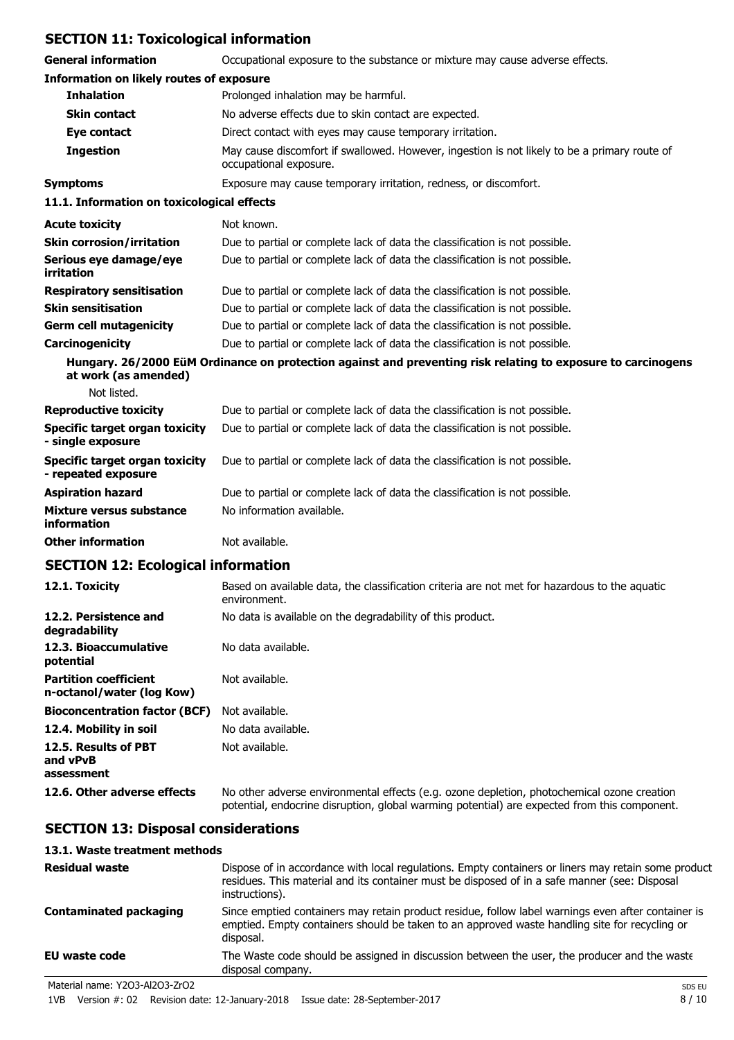## SECTION 11: Toxicological information

**General information** Occupational exposure to the substance or mixture may cause adverse effects.

**Information on likely routes of exposure**

| | |
|---|---|
| **Inhalation** | Prolonged inhalation may be harmful. |
| **Skin contact** | No adverse effects due to skin contact are expected. |
| **Eye contact** | Direct contact with eyes may cause temporary irritation. |
| **Ingestion** | May cause discomfort if swallowed. However, ingestion is not likely to be a primary route of occupational exposure. |
| **Symptoms** | Exposure may cause temporary irritation, redness, or discomfort. |

**11.1. Information on toxicological effects**

| | |
|---|---|
| **Acute toxicity** | Not known. |
| **Skin corrosion/irritation** | Due to partial or complete lack of data the classification is not possible. |
| **Serious eye damage/eye irritation** | Due to partial or complete lack of data the classification is not possible. |
| **Respiratory sensitisation** | Due to partial or complete lack of data the classification is not possible. |
| **Skin sensitisation** | Due to partial or complete lack of data the classification is not possible. |
| **Germ cell mutagenicity** | Due to partial or complete lack of data the classification is not possible. |
| **Carcinogenicity** | Due to partial or complete lack of data the classification is not possible. |

**Hungary. 26/2000 EüM Ordinance on protection against and preventing risk relating to exposure to carcinogens at work (as amended)**

Not listed.

| | |
|---|---|
| **Reproductive toxicity** | Due to partial or complete lack of data the classification is not possible. |
| **Specific target organ toxicity - single exposure** | Due to partial or complete lack of data the classification is not possible. |
| **Specific target organ toxicity - repeated exposure** | Due to partial or complete lack of data the classification is not possible. |
| **Aspiration hazard** | Due to partial or complete lack of data the classification is not possible. |
| **Mixture versus substance information** | No information available. |
| **Other information** | Not available. |

## SECTION 12: Ecological information

| | |
|---|---|
| **12.1. Toxicity** | Based on available data, the classification criteria are not met for hazardous to the aquatic environment. |
| **12.2. Persistence and degradability** | No data is available on the degradability of this product. |
| **12.3. Bioaccumulative potential** | No data available. |
| **Partition coefficient n-octanol/water (log Kow)** | Not available. |
| **Bioconcentration factor (BCF)** | Not available. |
| **12.4. Mobility in soil** | No data available. |
| **12.5. Results of PBT and vPvB assessment** | Not available. |
| **12.6. Other adverse effects** | No other adverse environmental effects (e.g. ozone depletion, photochemical ozone creation potential, endocrine disruption, global warming potential) are expected from this component. |

## SECTION 13: Disposal considerations

**13.1. Waste treatment methods**

| | |
|---|---|
| **Residual waste** | Dispose of in accordance with local regulations. Empty containers or liners may retain some product residues. This material and its container must be disposed of in a safe manner (see: Disposal instructions). |
| **Contaminated packaging** | Since emptied containers may retain product residue, follow label warnings even after container is emptied. Empty containers should be taken to an approved waste handling site for recycling or disposal. |
| **EU waste code** | The Waste code should be assigned in discussion between the user, the producer and the waste disposal company. |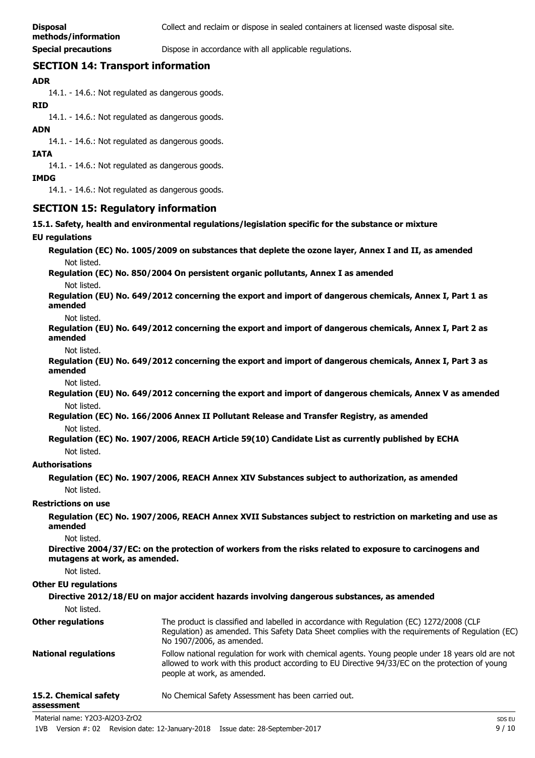**Disposal methods/information** Collect and reclaim or dispose in sealed containers at licensed waste disposal site.

**Special precautions** Dispose in accordance with all applicable regulations.

## SECTION 14: Transport information

**ADR**

14.1. - 14.6.: Not regulated as dangerous goods.

**RID**

14.1. - 14.6.: Not regulated as dangerous goods.

**ADN**

14.1. - 14.6.: Not regulated as dangerous goods.

**IATA**

14.1. - 14.6.: Not regulated as dangerous goods.

**IMDG**

14.1. - 14.6.: Not regulated as dangerous goods.

## SECTION 15: Regulatory information

**15.1. Safety, health and environmental regulations/legislation specific for the substance or mixture**

**EU regulations**

**Regulation (EC) No. 1005/2009 on substances that deplete the ozone layer, Annex I and II, as amended**

Not listed.

**Regulation (EC) No. 850/2004 On persistent organic pollutants, Annex I as amended**

Not listed.

**Regulation (EU) No. 649/2012 concerning the export and import of dangerous chemicals, Annex I, Part 1 as amended**

Not listed.

**Regulation (EU) No. 649/2012 concerning the export and import of dangerous chemicals, Annex I, Part 2 as amended**

Not listed.

**Regulation (EU) No. 649/2012 concerning the export and import of dangerous chemicals, Annex I, Part 3 as amended**

Not listed.

**Regulation (EU) No. 649/2012 concerning the export and import of dangerous chemicals, Annex V as amended**

Not listed.

**Regulation (EC) No. 166/2006 Annex II Pollutant Release and Transfer Registry, as amended**

Not listed.

**Regulation (EC) No. 1907/2006, REACH Article 59(10) Candidate List as currently published by ECHA**

Not listed.

**Authorisations**

**Regulation (EC) No. 1907/2006, REACH Annex XIV Substances subject to authorization, as amended**

Not listed.

**Restrictions on use**

**Regulation (EC) No. 1907/2006, REACH Annex XVII Substances subject to restriction on marketing and use as amended**

Not listed.

**Directive 2004/37/EC: on the protection of workers from the risks related to exposure to carcinogens and mutagens at work, as amended.**

Not listed.

**Other EU regulations**

**Directive 2012/18/EU on major accident hazards involving dangerous substances, as amended**

Not listed.

**Other regulations** The product is classified and labelled in accordance with Regulation (EC) 1272/2008 (CLP Regulation) as amended. This Safety Data Sheet complies with the requirements of Regulation (EC) No 1907/2006, as amended.

**National regulations** Follow national regulation for work with chemical agents. Young people under 18 years old are not allowed to work with this product according to EU Directive 94/33/EC on the protection of young people at work, as amended.

**15.2. Chemical safety assessment** No Chemical Safety Assessment has been carried out.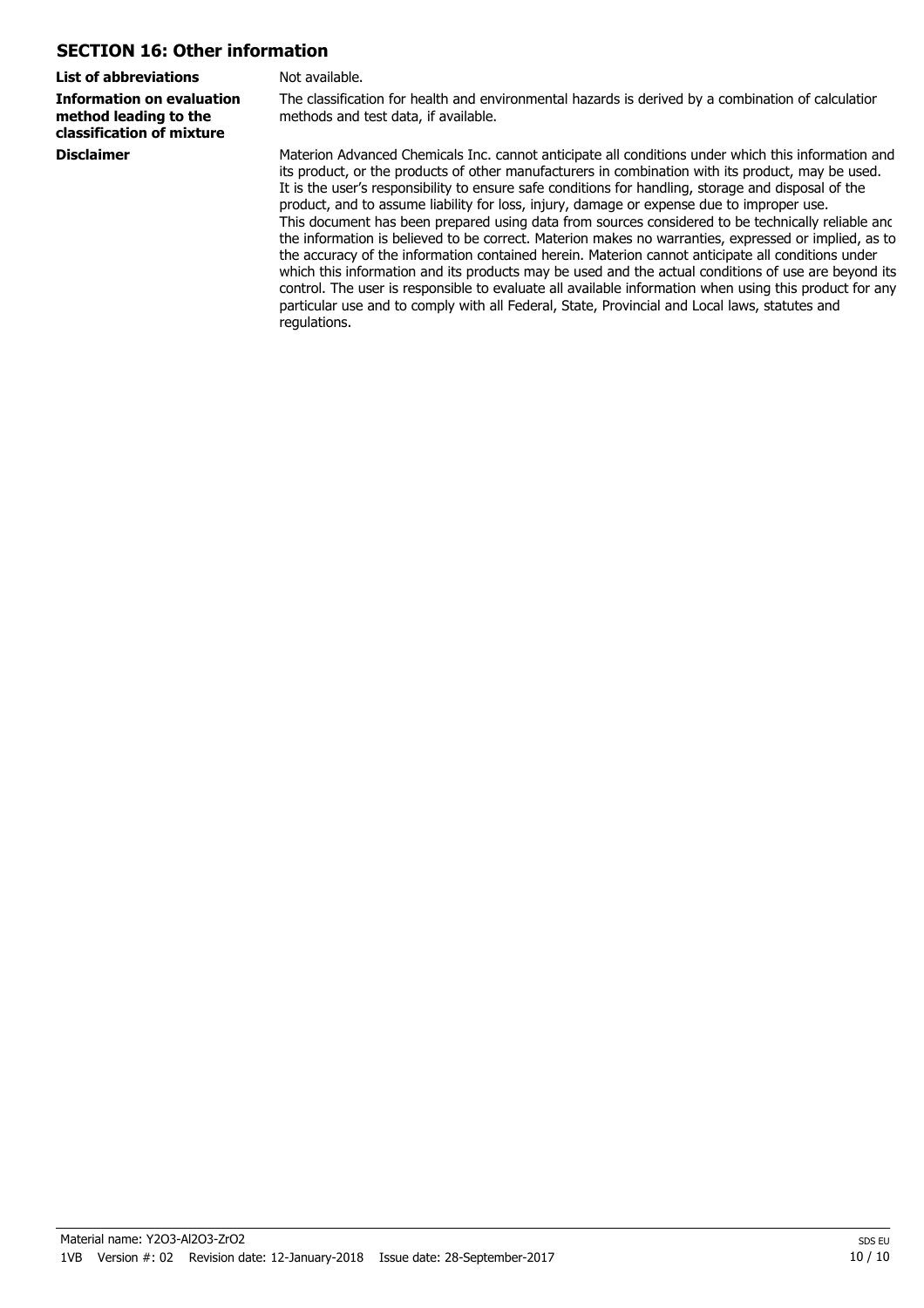## SECTION 16: Other information

**List of abbreviations** Not available.

**Information on evaluation method leading to the classification of mixture** The classification for health and environmental hazards is derived by a combination of calculation methods and test data, if available.

**Disclaimer** Materion Advanced Chemicals Inc. cannot anticipate all conditions under which this information and its product, or the products of other manufacturers in combination with its product, may be used. It is the user's responsibility to ensure safe conditions for handling, storage and disposal of the product, and to assume liability for loss, injury, damage or expense due to improper use. This document has been prepared using data from sources considered to be technically reliable and the information is believed to be correct. Materion makes no warranties, expressed or implied, as to the accuracy of the information contained herein. Materion cannot anticipate all conditions under which this information and its products may be used and the actual conditions of use are beyond its control. The user is responsible to evaluate all available information when using this product for any particular use and to comply with all Federal, State, Provincial and Local laws, statutes and regulations.